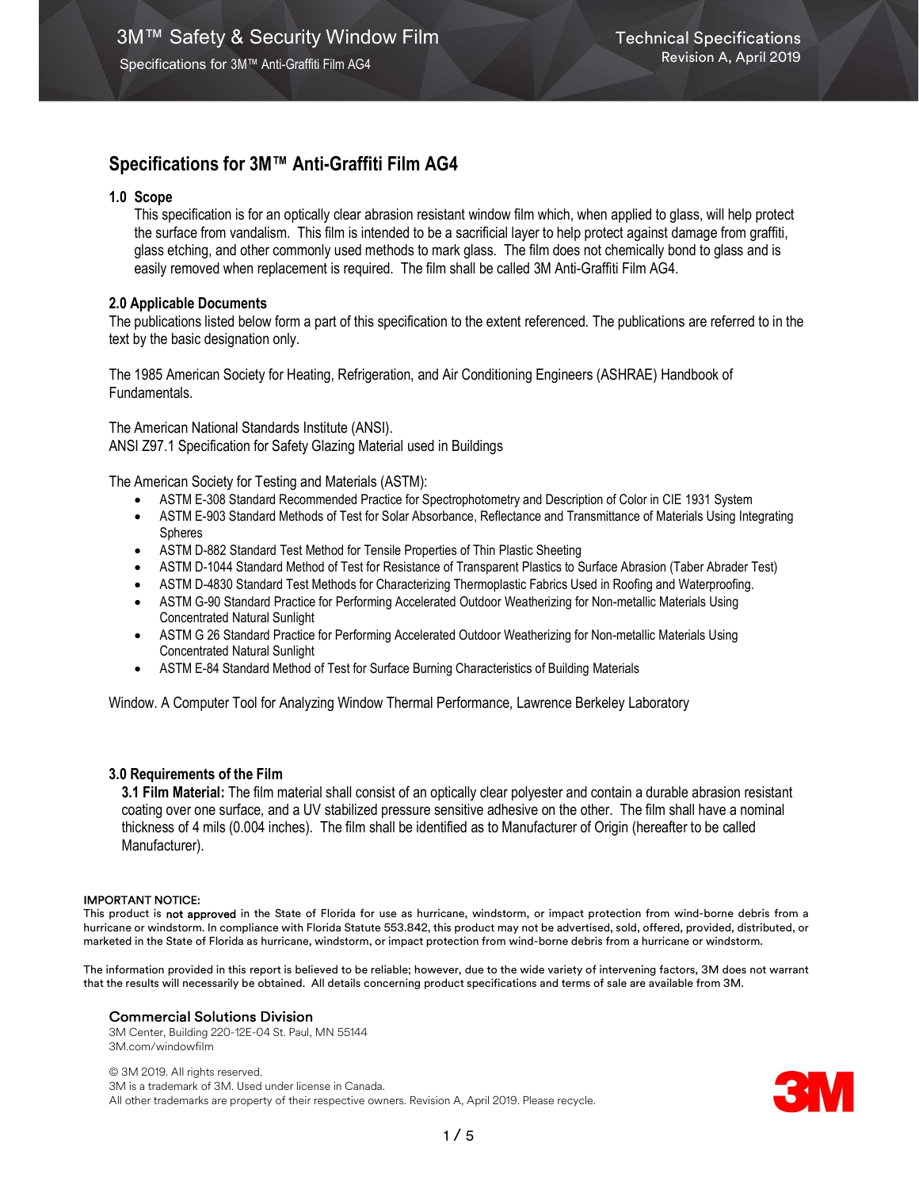# Specifications for 3M™ Anti-Graffiti Film AG4

## 1.0 Scope

This specification is for an optically clear abrasion resistant window film which, when applied to glass, will help protect the surface from vandalism. This film is intended to be a sacrificial layer to help protect against damage from graffiti, glass etching, and other commonly used methods to mark glass. The film does not chemically bond to glass and is easily removed when replacement is required. The film shall be called 3M Anti-Graffiti Film AG4.

## 2.0 Applicable Documents

The publications listed below form a part of this specification to the extent referenced. The publications are referred to in the text by the basic designation only.

The 1985 American Society for Heating, Refrigeration, and Air Conditioning Engineers (ASHRAE) Handbook of Fundamentals.

The American National Standards Institute (ANSI).
ANSI Z97.1 Specification for Safety Glazing Material used in Buildings

The American Society for Testing and Materials (ASTM):

- ASTM E-308 Standard Recommended Practice for Spectrophotometry and Description of Color in CIE 1931 System
- ASTM E-903 Standard Methods of Test for Solar Absorbance, Reflectance and Transmittance of Materials Using Integrating Spheres
- ASTM D-882 Standard Test Method for Tensile Properties of Thin Plastic Sheeting
- ASTM D-1044 Standard Method of Test for Resistance of Transparent Plastics to Surface Abrasion (Taber Abrader Test)
- ASTM D-4830 Standard Test Methods for Characterizing Thermoplastic Fabrics Used in Roofing and Waterproofing.
- ASTM G-90 Standard Practice for Performing Accelerated Outdoor Weatherizing for Non-metallic Materials Using Concentrated Natural Sunlight
- ASTM G 26 Standard Practice for Performing Accelerated Outdoor Weatherizing for Non-metallic Materials Using Concentrated Natural Sunlight
- ASTM E-84 Standard Method of Test for Surface Burning Characteristics of Building Materials

Window. A Computer Tool for Analyzing Window Thermal Performance, Lawrence Berkeley Laboratory

## 3.0 Requirements of the Film

**3.1 Film Material:** The film material shall consist of an optically clear polyester and contain a durable abrasion resistant coating over one surface, and a UV stabilized pressure sensitive adhesive on the other. The film shall have a nominal thickness of 4 mils (0.004 inches). The film shall be identified as to Manufacturer of Origin (hereafter to be called Manufacturer).

IMPORTANT NOTICE:
This product is **not approved** in the State of Florida for use as hurricane, windstorm, or impact protection from wind-borne debris from a hurricane or windstorm. In compliance with Florida Statute 553.842, this product may not be advertised, sold, offered, provided, distributed, or marketed in the State of Florida as hurricane, windstorm, or impact protection from wind-borne debris from a hurricane or windstorm.

The information provided in this report is believed to be reliable; however, due to the wide variety of intervening factors, 3M does not warrant that the results will necessarily be obtained. All details concerning product specifications and terms of sale are available from 3M.

**Commercial Solutions Division**
3M Center, Building 220-12E-04 St. Paul, MN 55144
3M.com/windowfilm

© 3M 2019. All rights reserved.
3M is a trademark of 3M. Used under license in Canada.
All other trademarks are property of their respective owners. Revision A, April 2019. Please recycle.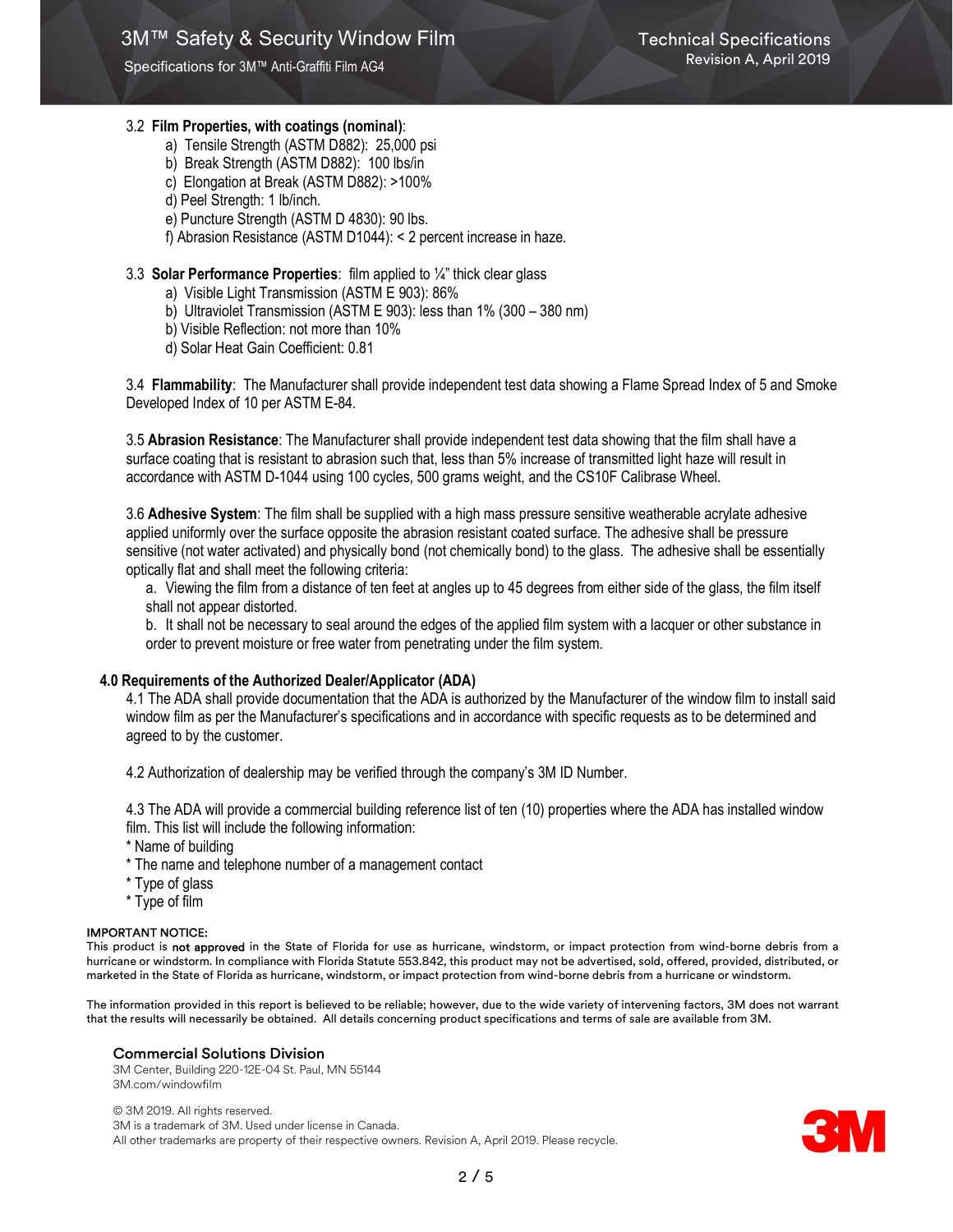3.2 **Film Properties, with coatings (nominal)**:

a) Tensile Strength (ASTM D882): 25,000 psi
b) Break Strength (ASTM D882): 100 lbs/in
c) Elongation at Break (ASTM D882): >100%
d) Peel Strength: 1 lb/inch.
e) Puncture Strength (ASTM D 4830): 90 lbs.
f) Abrasion Resistance (ASTM D1044): < 2 percent increase in haze.

3.3 **Solar Performance Properties**: film applied to ¼" thick clear glass

a) Visible Light Transmission (ASTM E 903): 86%
b) Ultraviolet Transmission (ASTM E 903): less than 1% (300 – 380 nm)
b) Visible Reflection: not more than 10%
d) Solar Heat Gain Coefficient: 0.81

3.4 **Flammability**: The Manufacturer shall provide independent test data showing a Flame Spread Index of 5 and Smoke Developed Index of 10 per ASTM E-84.

3.5 **Abrasion Resistance**: The Manufacturer shall provide independent test data showing that the film shall have a surface coating that is resistant to abrasion such that, less than 5% increase of transmitted light haze will result in accordance with ASTM D-1044 using 100 cycles, 500 grams weight, and the CS10F Calibrase Wheel.

3.6 **Adhesive System**: The film shall be supplied with a high mass pressure sensitive weatherable acrylate adhesive applied uniformly over the surface opposite the abrasion resistant coated surface. The adhesive shall be pressure sensitive (not water activated) and physically bond (not chemically bond) to the glass. The adhesive shall be essentially optically flat and shall meet the following criteria:

a. Viewing the film from a distance of ten feet at angles up to 45 degrees from either side of the glass, the film itself shall not appear distorted.
b. It shall not be necessary to seal around the edges of the applied film system with a lacquer or other substance in order to prevent moisture or free water from penetrating under the film system.

**4.0 Requirements of the Authorized Dealer/Applicator (ADA)**

4.1 The ADA shall provide documentation that the ADA is authorized by the Manufacturer of the window film to install said window film as per the Manufacturer's specifications and in accordance with specific requests as to be determined and agreed to by the customer.

4.2 Authorization of dealership may be verified through the company's 3M ID Number.

4.3 The ADA will provide a commercial building reference list of ten (10) properties where the ADA has installed window film. This list will include the following information:

* Name of building
* The name and telephone number of a management contact
* Type of glass
* Type of film

**IMPORTANT NOTICE:**

This product is **not approved** in the State of Florida for use as hurricane, windstorm, or impact protection from wind-borne debris from a hurricane or windstorm. In compliance with Florida Statute 553.842, this product may not be advertised, sold, offered, provided, distributed, or marketed in the State of Florida as hurricane, windstorm, or impact protection from wind-borne debris from a hurricane or windstorm.

The information provided in this report is believed to be reliable; however, due to the wide variety of intervening factors, 3M does not warrant that the results will necessarily be obtained. All details concerning product specifications and terms of sale are available from 3M.

**Commercial Solutions Division**
3M Center, Building 220-12E-04 St. Paul, MN 55144
3M.com/windowfilm

© 3M 2019. All rights reserved.
3M is a trademark of 3M. Used under license in Canada.
All other trademarks are property of their respective owners. Revision A, April 2019. Please recycle.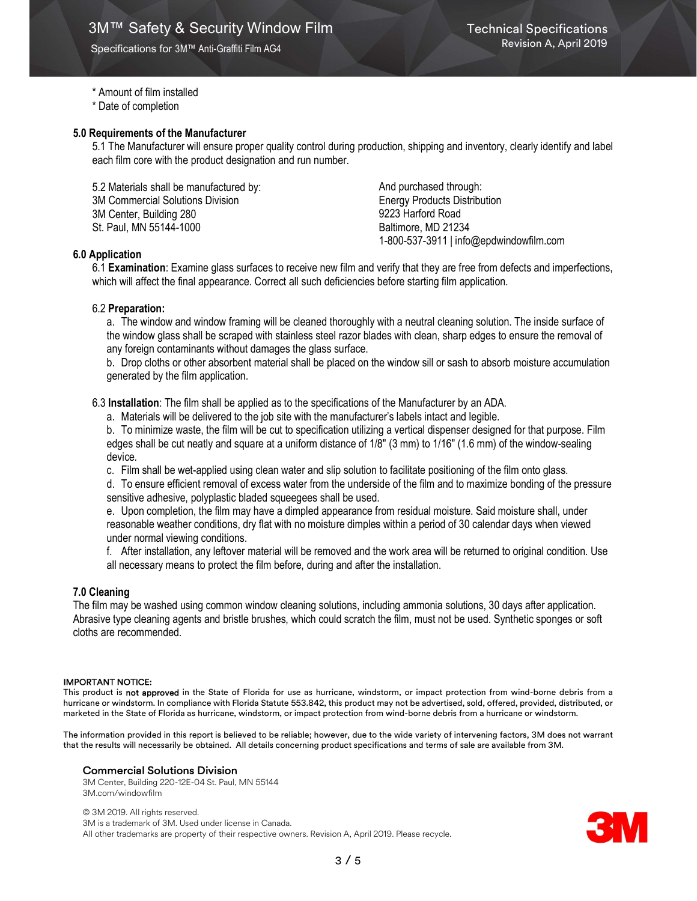* Amount of film installed
* Date of completion

### 5.0 Requirements of the Manufacturer

5.1 The Manufacturer will ensure proper quality control during production, shipping and inventory, clearly identify and label each film core with the product designation and run number.

5.2 Materials shall be manufactured by:
3M Commercial Solutions Division
3M Center, Building 280
St. Paul, MN 55144-1000

And purchased through:
Energy Products Distribution
9223 Harford Road
Baltimore, MD 21234
1-800-537-3911 | info@epdwindowfilm.com

### 6.0 Application

6.1 **Examination**: Examine glass surfaces to receive new film and verify that they are free from defects and imperfections, which will affect the final appearance. Correct all such deficiencies before starting film application.

6.2 **Preparation:**

a. The window and window framing will be cleaned thoroughly with a neutral cleaning solution. The inside surface of the window glass shall be scraped with stainless steel razor blades with clean, sharp edges to ensure the removal of any foreign contaminants without damages the glass surface.

b. Drop cloths or other absorbent material shall be placed on the window sill or sash to absorb moisture accumulation generated by the film application.

6.3 **Installation**: The film shall be applied as to the specifications of the Manufacturer by an ADA.

a. Materials will be delivered to the job site with the manufacturer's labels intact and legible.

b. To minimize waste, the film will be cut to specification utilizing a vertical dispenser designed for that purpose. Film edges shall be cut neatly and square at a uniform distance of 1/8" (3 mm) to 1/16" (1.6 mm) of the window-sealing device.

c. Film shall be wet-applied using clean water and slip solution to facilitate positioning of the film onto glass.

d. To ensure efficient removal of excess water from the underside of the film and to maximize bonding of the pressure sensitive adhesive, polyplastic bladed squeegees shall be used.

e. Upon completion, the film may have a dimpled appearance from residual moisture. Said moisture shall, under reasonable weather conditions, dry flat with no moisture dimples within a period of 30 calendar days when viewed under normal viewing conditions.

f. After installation, any leftover material will be removed and the work area will be returned to original condition. Use all necessary means to protect the film before, during and after the installation.

### 7.0 Cleaning

The film may be washed using common window cleaning solutions, including ammonia solutions, 30 days after application. Abrasive type cleaning agents and bristle brushes, which could scratch the film, must not be used. Synthetic sponges or soft cloths are recommended.

**IMPORTANT NOTICE:**
This product is **not approved** in the State of Florida for use as hurricane, windstorm, or impact protection from wind-borne debris from a hurricane or windstorm. In compliance with Florida Statute 553.842, this product may not be advertised, sold, offered, provided, distributed, or marketed in the State of Florida as hurricane, windstorm, or impact protection from wind-borne debris from a hurricane or windstorm.

The information provided in this report is believed to be reliable; however, due to the wide variety of intervening factors, 3M does not warrant that the results will necessarily be obtained. All details concerning product specifications and terms of sale are available from 3M.

**Commercial Solutions Division**
3M Center, Building 220-12E-04 St. Paul, MN 55144
3M.com/windowfilm

© 3M 2019. All rights reserved.
3M is a trademark of 3M. Used under license in Canada.
All other trademarks are property of their respective owners. Revision A, April 2019. Please recycle.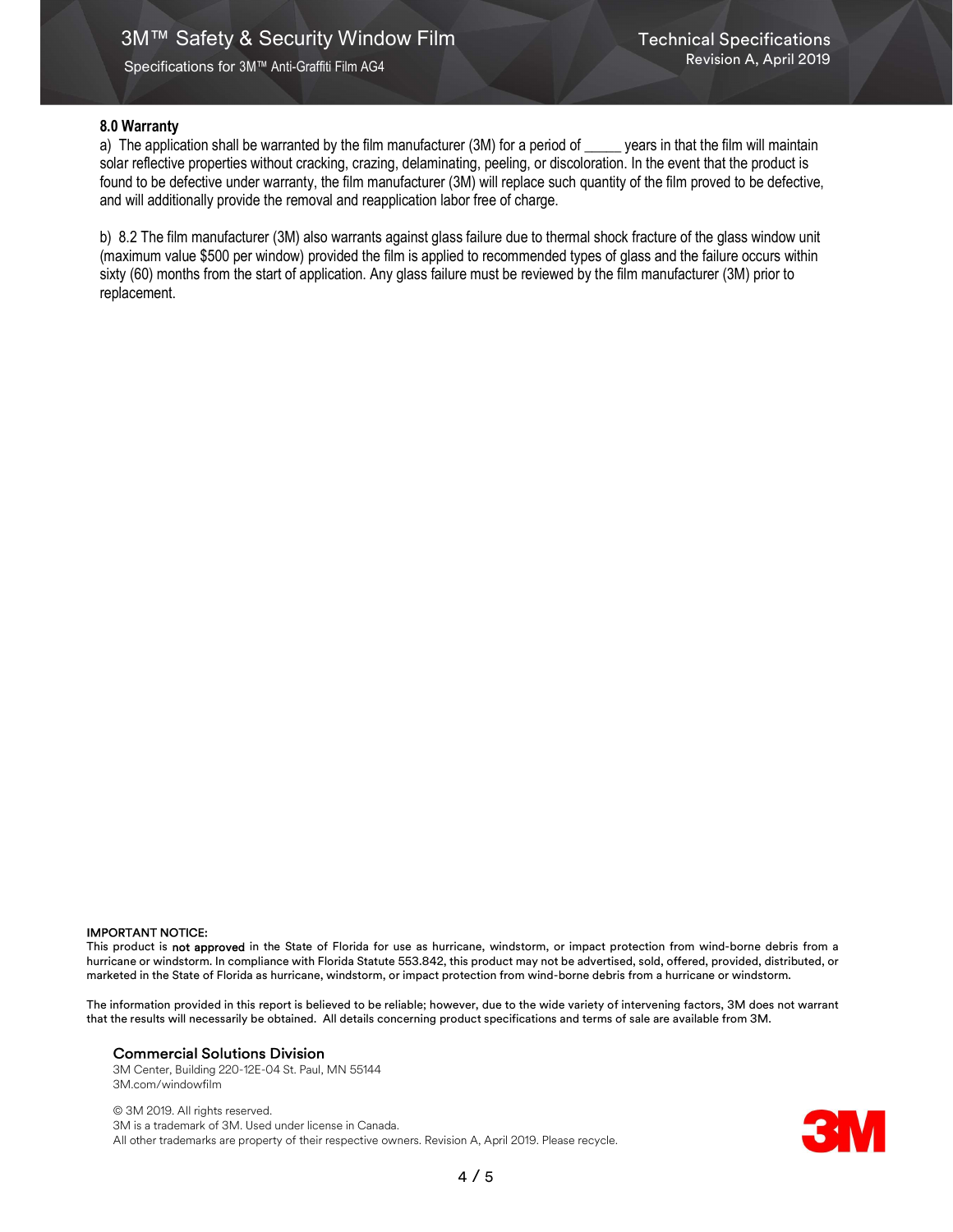## 8.0 Warranty

a) The application shall be warranted by the film manufacturer (3M) for a period of _____ years in that the film will maintain solar reflective properties without cracking, crazing, delaminating, peeling, or discoloration. In the event that the product is found to be defective under warranty, the film manufacturer (3M) will replace such quantity of the film proved to be defective, and will additionally provide the removal and reapplication labor free of charge.

b) 8.2 The film manufacturer (3M) also warrants against glass failure due to thermal shock fracture of the glass window unit (maximum value $500 per window) provided the film is applied to recommended types of glass and the failure occurs within sixty (60) months from the start of application. Any glass failure must be reviewed by the film manufacturer (3M) prior to replacement.

**IMPORTANT NOTICE:**
This product is **not approved** in the State of Florida for use as hurricane, windstorm, or impact protection from wind-borne debris from a hurricane or windstorm. In compliance with Florida Statute 553.842, this product may not be advertised, sold, offered, provided, distributed, or marketed in the State of Florida as hurricane, windstorm, or impact protection from wind-borne debris from a hurricane or windstorm.

The information provided in this report is believed to be reliable; however, due to the wide variety of intervening factors, 3M does not warrant that the results will necessarily be obtained. All details concerning product specifications and terms of sale are available from 3M.

**Commercial Solutions Division**
3M Center, Building 220-12E-04 St. Paul, MN 55144
3M.com/windowfilm

© 3M 2019. All rights reserved.
3M is a trademark of 3M. Used under license in Canada.
All other trademarks are property of their respective owners. Revision A, April 2019. Please recycle.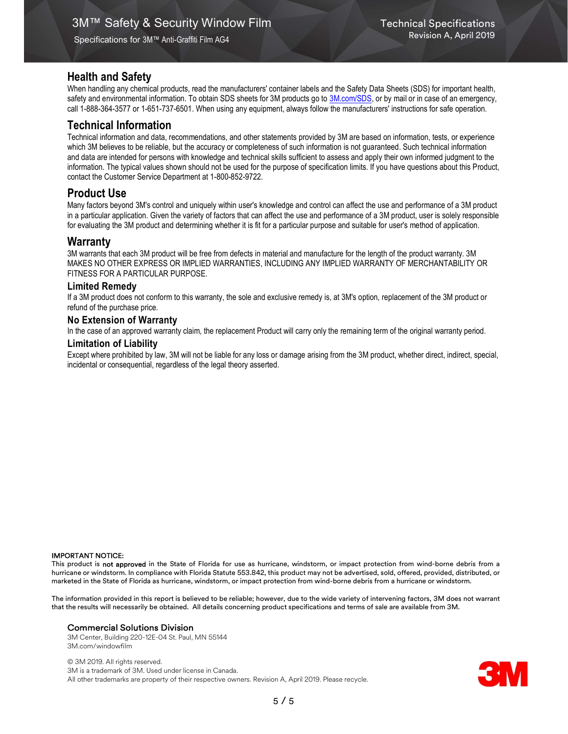## Health and Safety

When handling any chemical products, read the manufacturers' container labels and the Safety Data Sheets (SDS) for important health, safety and environmental information. To obtain SDS sheets for 3M products go to 3M.com/SDS, or by mail or in case of an emergency, call 1-888-364-3577 or 1-651-737-6501. When using any equipment, always follow the manufacturers' instructions for safe operation.

## Technical Information

Technical information and data, recommendations, and other statements provided by 3M are based on information, tests, or experience which 3M believes to be reliable, but the accuracy or completeness of such information is not guaranteed. Such technical information and data are intended for persons with knowledge and technical skills sufficient to assess and apply their own informed judgment to the information. The typical values shown should not be used for the purpose of specification limits. If you have questions about this Product, contact the Customer Service Department at 1-800-852-9722.

## Product Use

Many factors beyond 3M's control and uniquely within user's knowledge and control can affect the use and performance of a 3M product in a particular application. Given the variety of factors that can affect the use and performance of a 3M product, user is solely responsible for evaluating the 3M product and determining whether it is fit for a particular purpose and suitable for user's method of application.

## Warranty

3M warrants that each 3M product will be free from defects in material and manufacture for the length of the product warranty. 3M MAKES NO OTHER EXPRESS OR IMPLIED WARRANTIES, INCLUDING ANY IMPLIED WARRANTY OF MERCHANTABILITY OR FITNESS FOR A PARTICULAR PURPOSE.

### Limited Remedy

If a 3M product does not conform to this warranty, the sole and exclusive remedy is, at 3M's option, replacement of the 3M product or refund of the purchase price.

### No Extension of Warranty

In the case of an approved warranty claim, the replacement Product will carry only the remaining term of the original warranty period.

### Limitation of Liability

Except where prohibited by law, 3M will not be liable for any loss or damage arising from the 3M product, whether direct, indirect, special, incidental or consequential, regardless of the legal theory asserted.

**IMPORTANT NOTICE:**
This product is **not approved** in the State of Florida for use as hurricane, windstorm, or impact protection from wind-borne debris from a hurricane or windstorm. In compliance with Florida Statute 553.842, this product may not be advertised, sold, offered, provided, distributed, or marketed in the State of Florida as hurricane, windstorm, or impact protection from wind-borne debris from a hurricane or windstorm.

The information provided in this report is believed to be reliable; however, due to the wide variety of intervening factors, 3M does not warrant that the results will necessarily be obtained. All details concerning product specifications and terms of sale are available from 3M.

**Commercial Solutions Division**
3M Center, Building 220-12E-04 St. Paul, MN 55144
3M.com/windowfilm

© 3M 2019. All rights reserved.
3M is a trademark of 3M. Used under license in Canada.
All other trademarks are property of their respective owners. Revision A, April 2019. Please recycle.